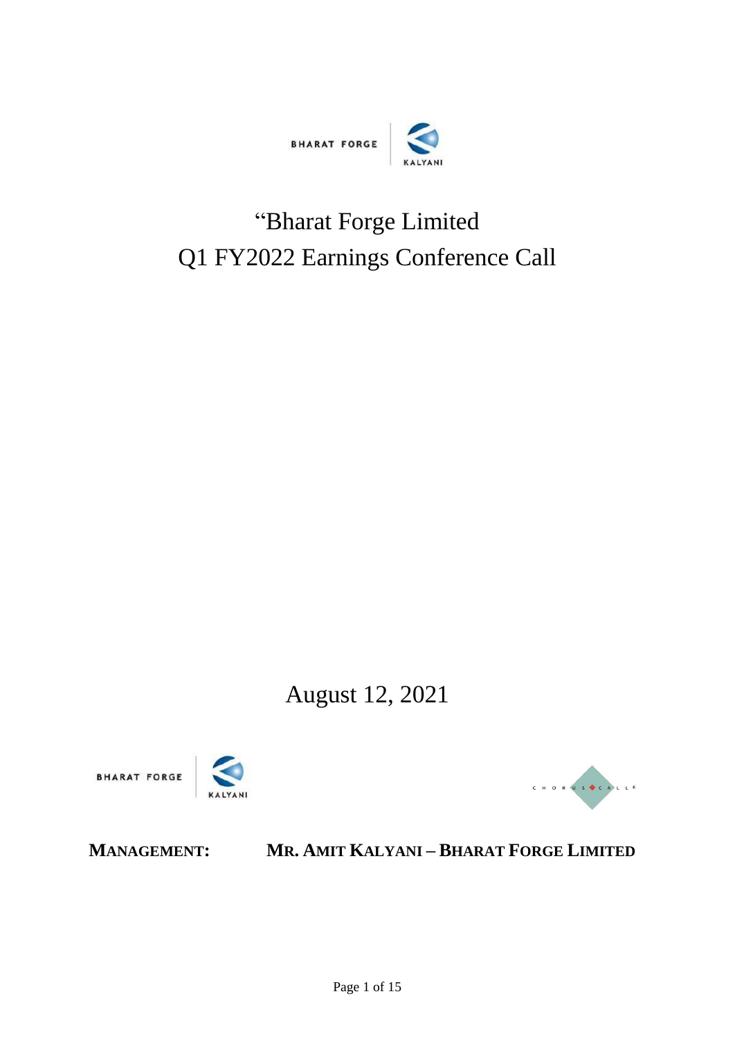# "Bharat Forge Limited
# Q1 FY2022 Earnings Conference Call

August 12, 2021

**MANAGEMENT:** **MR. AMIT KALYANI – BHARAT FORGE LIMITED**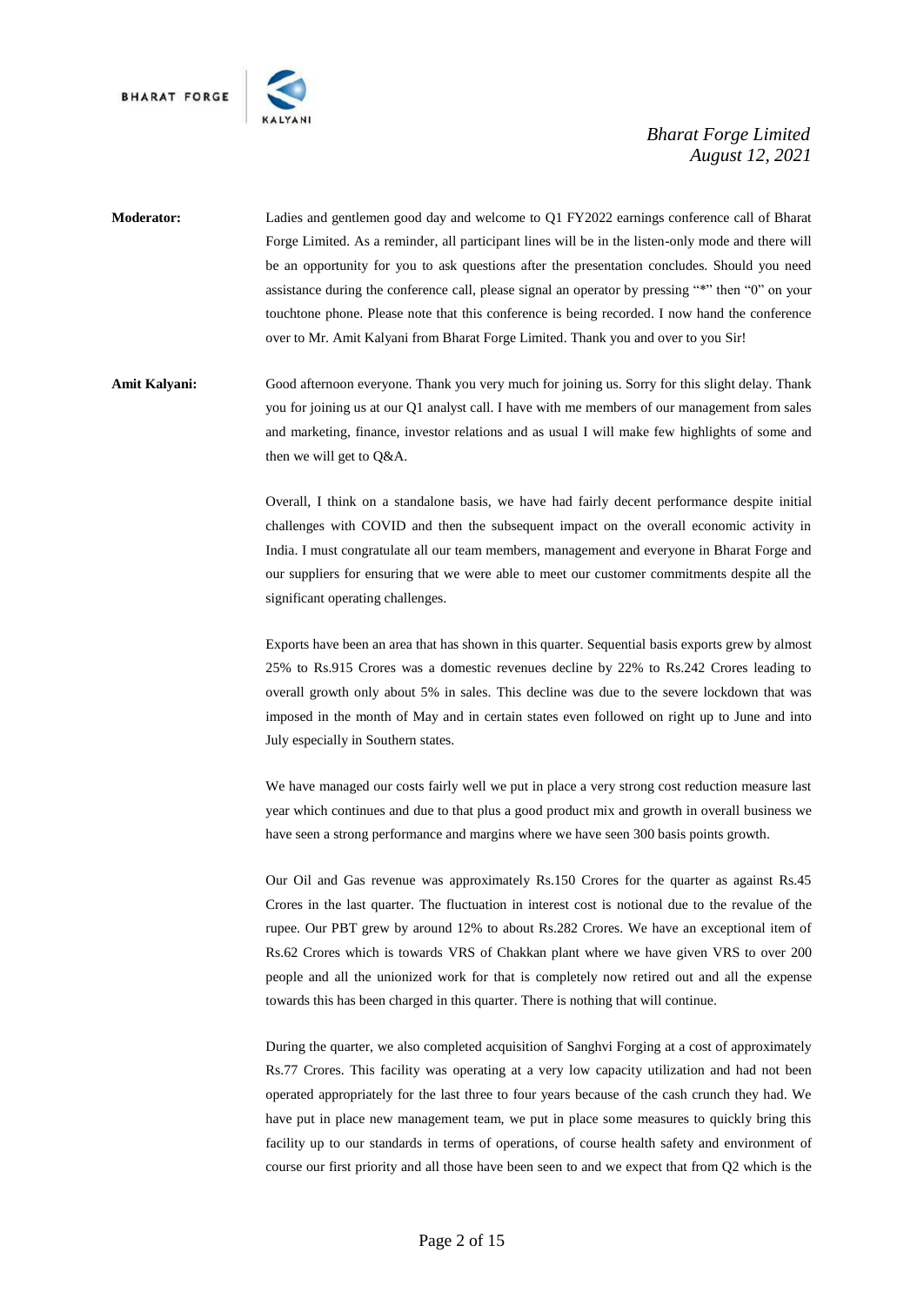**Moderator:** Ladies and gentlemen good day and welcome to Q1 FY2022 earnings conference call of Bharat Forge Limited. As a reminder, all participant lines will be in the listen-only mode and there will be an opportunity for you to ask questions after the presentation concludes. Should you need assistance during the conference call, please signal an operator by pressing "*" then "0" on your touchtone phone. Please note that this conference is being recorded. I now hand the conference over to Mr. Amit Kalyani from Bharat Forge Limited. Thank you and over to you Sir!

**Amit Kalyani:** Good afternoon everyone. Thank you very much for joining us. Sorry for this slight delay. Thank you for joining us at our Q1 analyst call. I have with me members of our management from sales and marketing, finance, investor relations and as usual I will make few highlights of some and then we will get to Q&A.

Overall, I think on a standalone basis, we have had fairly decent performance despite initial challenges with COVID and then the subsequent impact on the overall economic activity in India. I must congratulate all our team members, management and everyone in Bharat Forge and our suppliers for ensuring that we were able to meet our customer commitments despite all the significant operating challenges.

Exports have been an area that has shown in this quarter. Sequential basis exports grew by almost 25% to Rs.915 Crores was a domestic revenues decline by 22% to Rs.242 Crores leading to overall growth only about 5% in sales. This decline was due to the severe lockdown that was imposed in the month of May and in certain states even followed on right up to June and into July especially in Southern states.

We have managed our costs fairly well we put in place a very strong cost reduction measure last year which continues and due to that plus a good product mix and growth in overall business we have seen a strong performance and margins where we have seen 300 basis points growth.

Our Oil and Gas revenue was approximately Rs.150 Crores for the quarter as against Rs.45 Crores in the last quarter. The fluctuation in interest cost is notional due to the revalue of the rupee. Our PBT grew by around 12% to about Rs.282 Crores. We have an exceptional item of Rs.62 Crores which is towards VRS of Chakkan plant where we have given VRS to over 200 people and all the unionized work for that is completely now retired out and all the expense towards this has been charged in this quarter. There is nothing that will continue.

During the quarter, we also completed acquisition of Sanghvi Forging at a cost of approximately Rs.77 Crores. This facility was operating at a very low capacity utilization and had not been operated appropriately for the last three to four years because of the cash crunch they had. We have put in place new management team, we put in place some measures to quickly bring this facility up to our standards in terms of operations, of course health safety and environment of course our first priority and all those have been seen to and we expect that from Q2 which is the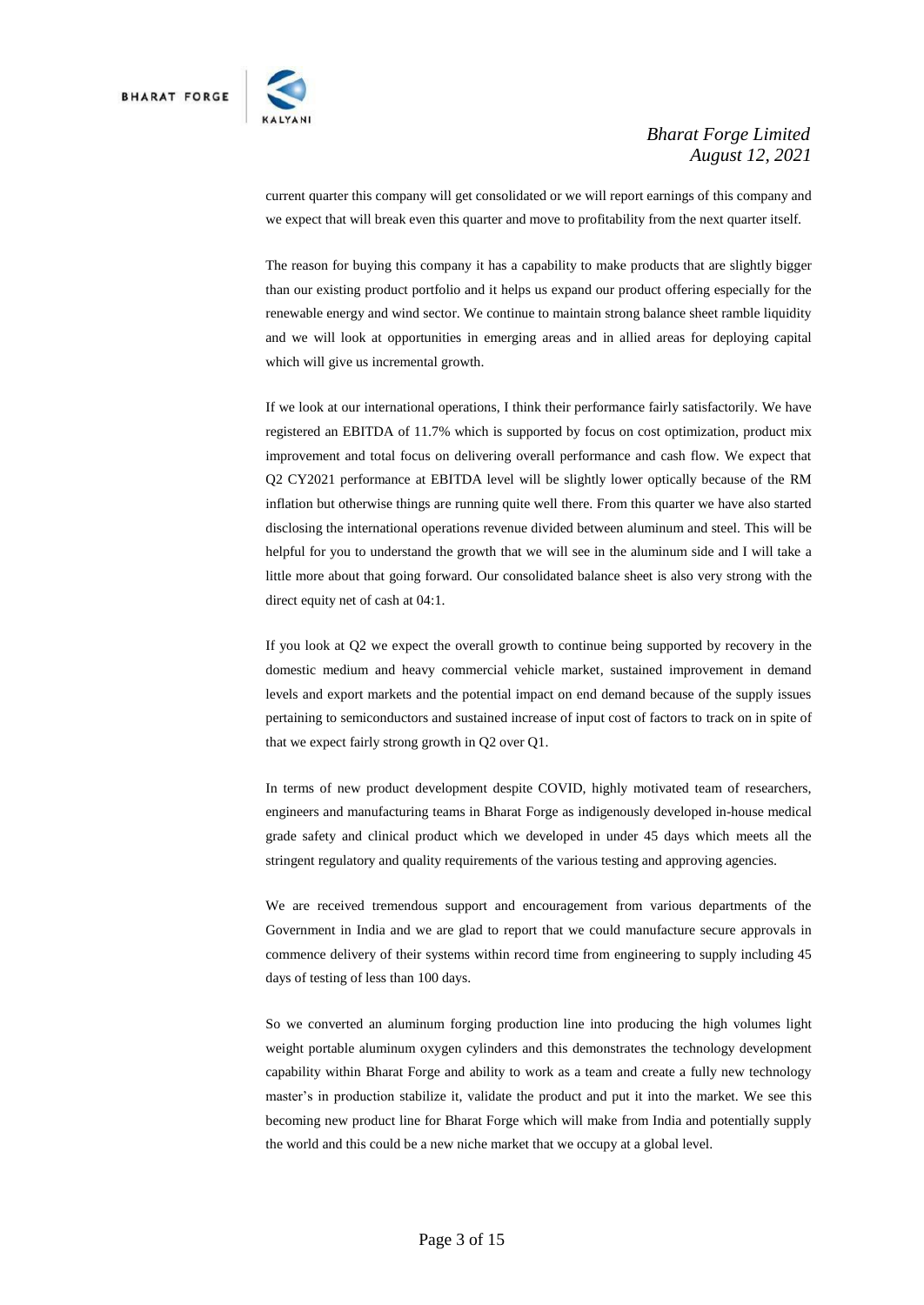current quarter this company will get consolidated or we will report earnings of this company and we expect that will break even this quarter and move to profitability from the next quarter itself.

The reason for buying this company it has a capability to make products that are slightly bigger than our existing product portfolio and it helps us expand our product offering especially for the renewable energy and wind sector. We continue to maintain strong balance sheet ramble liquidity and we will look at opportunities in emerging areas and in allied areas for deploying capital which will give us incremental growth.

If we look at our international operations, I think their performance fairly satisfactorily. We have registered an EBITDA of 11.7% which is supported by focus on cost optimization, product mix improvement and total focus on delivering overall performance and cash flow. We expect that Q2 CY2021 performance at EBITDA level will be slightly lower optically because of the RM inflation but otherwise things are running quite well there. From this quarter we have also started disclosing the international operations revenue divided between aluminum and steel. This will be helpful for you to understand the growth that we will see in the aluminum side and I will take a little more about that going forward. Our consolidated balance sheet is also very strong with the direct equity net of cash at 04:1.

If you look at Q2 we expect the overall growth to continue being supported by recovery in the domestic medium and heavy commercial vehicle market, sustained improvement in demand levels and export markets and the potential impact on end demand because of the supply issues pertaining to semiconductors and sustained increase of input cost of factors to track on in spite of that we expect fairly strong growth in Q2 over Q1.

In terms of new product development despite COVID, highly motivated team of researchers, engineers and manufacturing teams in Bharat Forge as indigenously developed in-house medical grade safety and clinical product which we developed in under 45 days which meets all the stringent regulatory and quality requirements of the various testing and approving agencies.

We are received tremendous support and encouragement from various departments of the Government in India and we are glad to report that we could manufacture secure approvals in commence delivery of their systems within record time from engineering to supply including 45 days of testing of less than 100 days.

So we converted an aluminum forging production line into producing the high volumes light weight portable aluminum oxygen cylinders and this demonstrates the technology development capability within Bharat Forge and ability to work as a team and create a fully new technology master's in production stabilize it, validate the product and put it into the market. We see this becoming new product line for Bharat Forge which will make from India and potentially supply the world and this could be a new niche market that we occupy at a global level.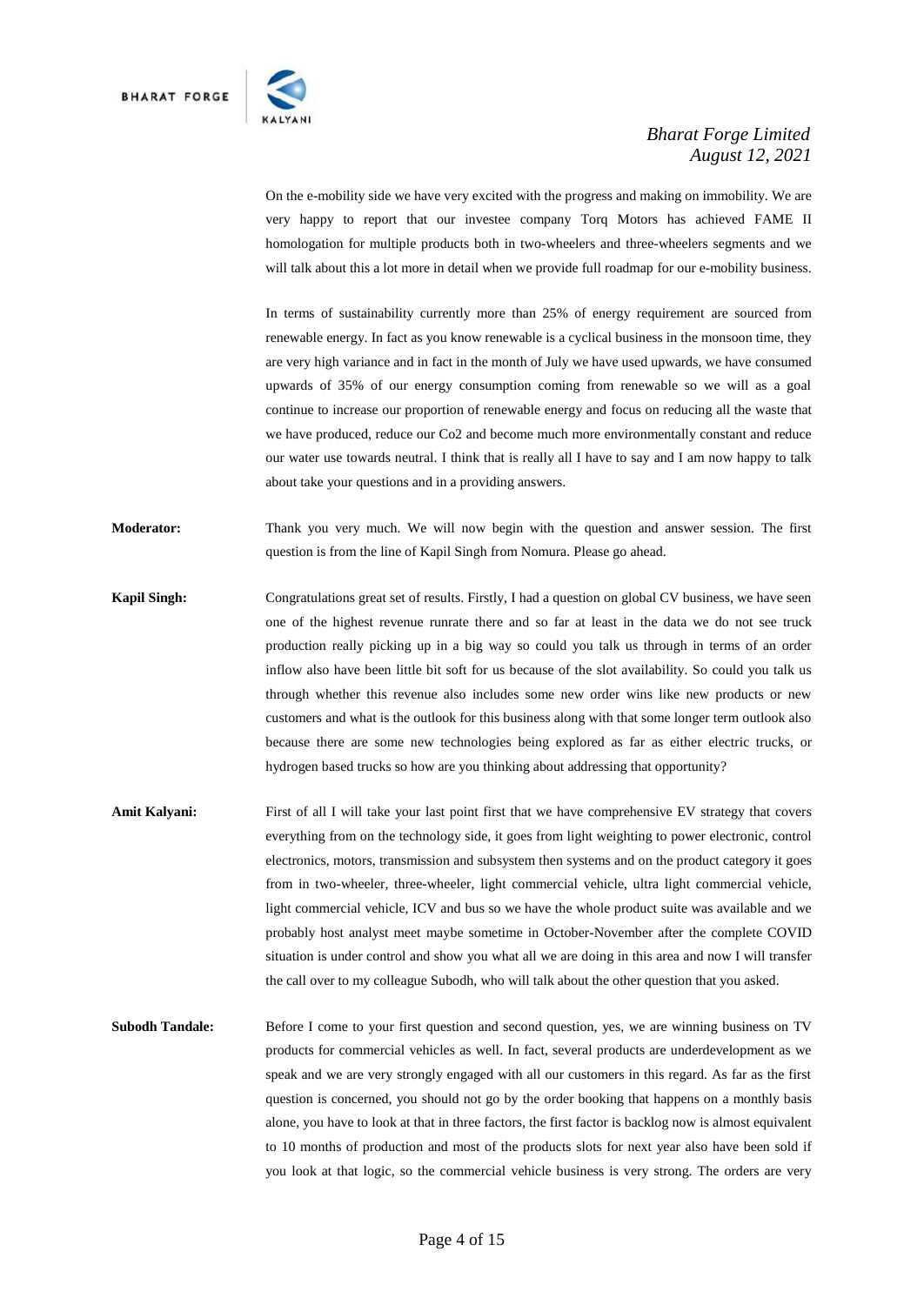On the e-mobility side we have very excited with the progress and making on immobility. We are very happy to report that our investee company Torq Motors has achieved FAME II homologation for multiple products both in two-wheelers and three-wheelers segments and we will talk about this a lot more in detail when we provide full roadmap for our e-mobility business.

In terms of sustainability currently more than 25% of energy requirement are sourced from renewable energy. In fact as you know renewable is a cyclical business in the monsoon time, they are very high variance and in fact in the month of July we have used upwards, we have consumed upwards of 35% of our energy consumption coming from renewable so we will as a goal continue to increase our proportion of renewable energy and focus on reducing all the waste that we have produced, reduce our $CO_2$ and become much more environmentally constant and reduce our water use towards neutral. I think that is really all I have to say and I am now happy to talk about take your questions and in a providing answers.

**Moderator:** Thank you very much. We will now begin with the question and answer session. The first question is from the line of Kapil Singh from Nomura. Please go ahead.

**Kapil Singh:** Congratulations great set of results. Firstly, I had a question on global CV business, we have seen one of the highest revenue runrate there and so far at least in the data we do not see truck production really picking up in a big way so could you talk us through in terms of an order inflow also have been little bit soft for us because of the slot availability. So could you talk us through whether this revenue also includes some new order wins like new products or new customers and what is the outlook for this business along with that some longer term outlook also because there are some new technologies being explored as far as either electric trucks, or hydrogen based trucks so how are you thinking about addressing that opportunity?

**Amit Kalyani:** First of all I will take your last point first that we have comprehensive EV strategy that covers everything from on the technology side, it goes from light weighting to power electronic, control electronics, motors, transmission and subsystem then systems and on the product category it goes from in two-wheeler, three-wheeler, light commercial vehicle, ultra light commercial vehicle, light commercial vehicle, ICV and bus so we have the whole product suite was available and we probably host analyst meet maybe sometime in October-November after the complete COVID situation is under control and show you what all we are doing in this area and now I will transfer the call over to my colleague Subodh, who will talk about the other question that you asked.

**Subodh Tandale:** Before I come to your first question and second question, yes, we are winning business on TV products for commercial vehicles as well. In fact, several products are underdevelopment as we speak and we are very strongly engaged with all our customers in this regard. As far as the first question is concerned, you should not go by the order booking that happens on a monthly basis alone, you have to look at that in three factors, the first factor is backlog now is almost equivalent to 10 months of production and most of the products slots for next year also have been sold if you look at that logic, so the commercial vehicle business is very strong. The orders are very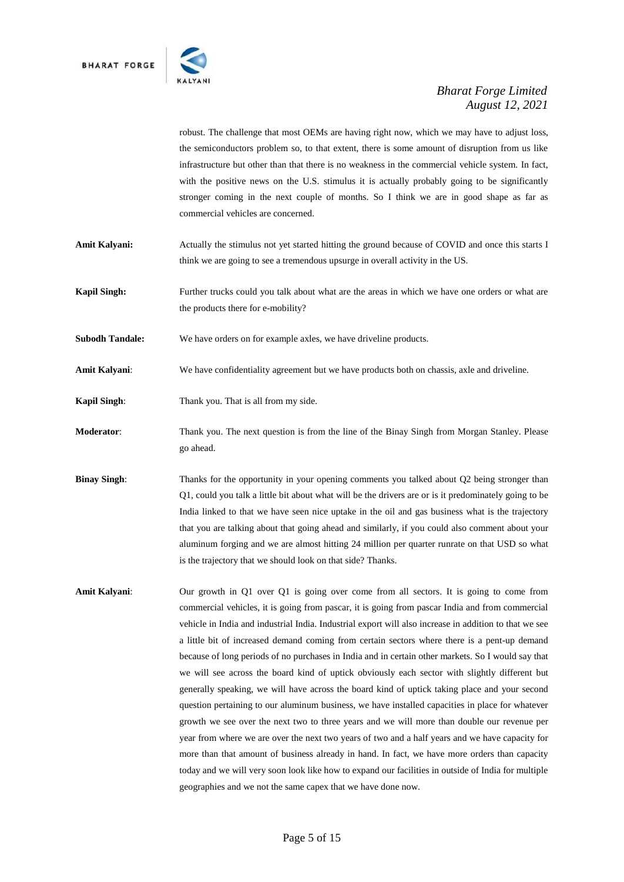robust. The challenge that most OEMs are having right now, which we may have to adjust loss, the semiconductors problem so, to that extent, there is some amount of disruption from us like infrastructure but other than that there is no weakness in the commercial vehicle system. In fact, with the positive news on the U.S. stimulus it is actually probably going to be significantly stronger coming in the next couple of months. So I think we are in good shape as far as commercial vehicles are concerned.

**Amit Kalyani:** Actually the stimulus not yet started hitting the ground because of COVID and once this starts I think we are going to see a tremendous upsurge in overall activity in the US.

**Kapil Singh:** Further trucks could you talk about what are the areas in which we have one orders or what are the products there for e-mobility?

**Subodh Tandale:** We have orders on for example axles, we have driveline products.

**Amit Kalyani**: We have confidentiality agreement but we have products both on chassis, axle and driveline.

**Kapil Singh**: Thank you. That is all from my side.

**Moderator**: Thank you. The next question is from the line of the Binay Singh from Morgan Stanley. Please go ahead.

**Binay Singh**: Thanks for the opportunity in your opening comments you talked about Q2 being stronger than Q1, could you talk a little bit about what will be the drivers are or is it predominately going to be India linked to that we have seen nice uptake in the oil and gas business what is the trajectory that you are talking about that going ahead and similarly, if you could also comment about your aluminum forging and we are almost hitting 24 million per quarter runrate on that USD so what is the trajectory that we should look on that side? Thanks.

**Amit Kalyani**: Our growth in Q1 over Q1 is going over come from all sectors. It is going to come from commercial vehicles, it is going from pascar, it is going from pascar India and from commercial vehicle in India and industrial India. Industrial export will also increase in addition to that we see a little bit of increased demand coming from certain sectors where there is a pent-up demand because of long periods of no purchases in India and in certain other markets. So I would say that we will see across the board kind of uptick obviously each sector with slightly different but generally speaking, we will have across the board kind of uptick taking place and your second question pertaining to our aluminum business, we have installed capacities in place for whatever growth we see over the next two to three years and we will more than double our revenue per year from where we are over the next two years of two and a half years and we have capacity for more than that amount of business already in hand. In fact, we have more orders than capacity today and we will very soon look like how to expand our facilities in outside of India for multiple geographies and we not the same capex that we have done now.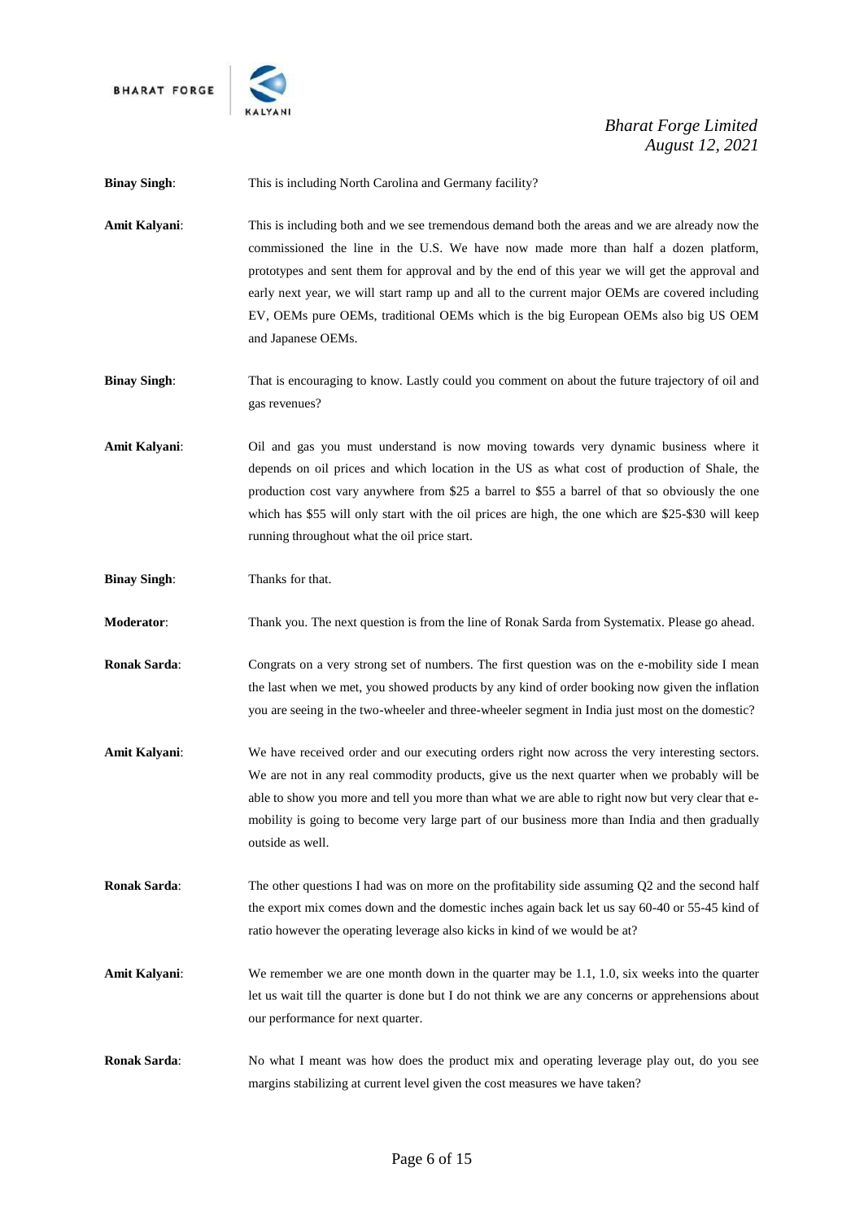**Binay Singh**: This is including North Carolina and Germany facility?

**Amit Kalyani**: This is including both and we see tremendous demand both the areas and we are already now the commissioned the line in the U.S. We have now made more than half a dozen platform, prototypes and sent them for approval and by the end of this year we will get the approval and early next year, we will start ramp up and all to the current major OEMs are covered including EV, OEMs pure OEMs, traditional OEMs which is the big European OEMs also big US OEM and Japanese OEMs.

**Binay Singh**: That is encouraging to know. Lastly could you comment on about the future trajectory of oil and gas revenues?

**Amit Kalyani**: Oil and gas you must understand is now moving towards very dynamic business where it depends on oil prices and which location in the US as what cost of production of Shale, the production cost vary anywhere from $25 a barrel to $55 a barrel of that so obviously the one which has $55 will only start with the oil prices are high, the one which are $25-$30 will keep running throughout what the oil price start.

**Binay Singh**: Thanks for that.

**Moderator**: Thank you. The next question is from the line of Ronak Sarda from Systematix. Please go ahead.

**Ronak Sarda**: Congrats on a very strong set of numbers. The first question was on the e-mobility side I mean the last when we met, you showed products by any kind of order booking now given the inflation you are seeing in the two-wheeler and three-wheeler segment in India just most on the domestic?

**Amit Kalyani**: We have received order and our executing orders right now across the very interesting sectors. We are not in any real commodity products, give us the next quarter when we probably will be able to show you more and tell you more than what we are able to right now but very clear that e-mobility is going to become very large part of our business more than India and then gradually outside as well.

**Ronak Sarda**: The other questions I had was on more on the profitability side assuming Q2 and the second half the export mix comes down and the domestic inches again back let us say 60-40 or 55-45 kind of ratio however the operating leverage also kicks in kind of we would be at?

**Amit Kalyani**: We remember we are one month down in the quarter may be 1.1, 1.0, six weeks into the quarter let us wait till the quarter is done but I do not think we are any concerns or apprehensions about our performance for next quarter.

**Ronak Sarda**: No what I meant was how does the product mix and operating leverage play out, do you see margins stabilizing at current level given the cost measures we have taken?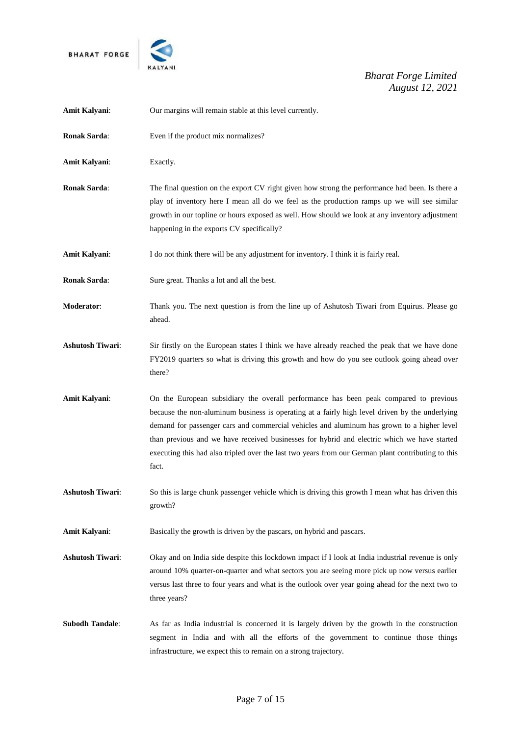**Amit Kalyani**: Our margins will remain stable at this level currently.

**Ronak Sarda**: Even if the product mix normalizes?

**Amit Kalyani**: Exactly.

**Ronak Sarda**: The final question on the export CV right given how strong the performance had been. Is there a play of inventory here I mean all do we feel as the production ramps up we will see similar growth in our topline or hours exposed as well. How should we look at any inventory adjustment happening in the exports CV specifically?

**Amit Kalyani**: I do not think there will be any adjustment for inventory. I think it is fairly real.

**Ronak Sarda**: Sure great. Thanks a lot and all the best.

**Moderator**: Thank you. The next question is from the line up of Ashutosh Tiwari from Equirus. Please go ahead.

**Ashutosh Tiwari**: Sir firstly on the European states I think we have already reached the peak that we have done FY2019 quarters so what is driving this growth and how do you see outlook going ahead over there?

**Amit Kalyani**: On the European subsidiary the overall performance has been peak compared to previous because the non-aluminum business is operating at a fairly high level driven by the underlying demand for passenger cars and commercial vehicles and aluminum has grown to a higher level than previous and we have received businesses for hybrid and electric which we have started executing this had also tripled over the last two years from our German plant contributing to this fact.

**Ashutosh Tiwari**: So this is large chunk passenger vehicle which is driving this growth I mean what has driven this growth?

**Amit Kalyani**: Basically the growth is driven by the pascars, on hybrid and pascars.

**Ashutosh Tiwari**: Okay and on India side despite this lockdown impact if I look at India industrial revenue is only around 10% quarter-on-quarter and what sectors you are seeing more pick up now versus earlier versus last three to four years and what is the outlook over year going ahead for the next two to three years?

**Subodh Tandale**: As far as India industrial is concerned it is largely driven by the growth in the construction segment in India and with all the efforts of the government to continue those things infrastructure, we expect this to remain on a strong trajectory.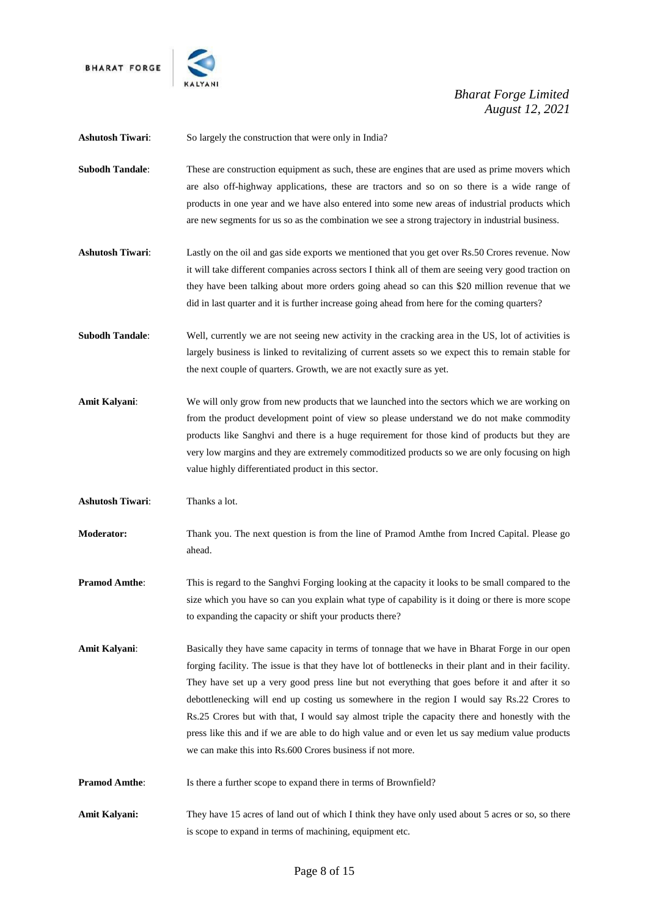**Ashutosh Tiwari**: So largely the construction that were only in India?

**Subodh Tandale**: These are construction equipment as such, these are engines that are used as prime movers which are also off-highway applications, these are tractors and so on so there is a wide range of products in one year and we have also entered into some new areas of industrial products which are new segments for us so as the combination we see a strong trajectory in industrial business.

**Ashutosh Tiwari**: Lastly on the oil and gas side exports we mentioned that you get over Rs.50 Crores revenue. Now it will take different companies across sectors I think all of them are seeing very good traction on they have been talking about more orders going ahead so can this $20 million revenue that we did in last quarter and it is further increase going ahead from here for the coming quarters?

**Subodh Tandale**: Well, currently we are not seeing new activity in the cracking area in the US, lot of activities is largely business is linked to revitalizing of current assets so we expect this to remain stable for the next couple of quarters. Growth, we are not exactly sure as yet.

**Amit Kalyani**: We will only grow from new products that we launched into the sectors which we are working on from the product development point of view so please understand we do not make commodity products like Sanghvi and there is a huge requirement for those kind of products but they are very low margins and they are extremely commoditized products so we are only focusing on high value highly differentiated product in this sector.

**Ashutosh Tiwari**: Thanks a lot.

**Moderator:** Thank you. The next question is from the line of Pramod Amthe from Incred Capital. Please go ahead.

**Pramod Amthe**: This is regard to the Sanghvi Forging looking at the capacity it looks to be small compared to the size which you have so can you explain what type of capability is it doing or there is more scope to expanding the capacity or shift your products there?

**Amit Kalyani**: Basically they have same capacity in terms of tonnage that we have in Bharat Forge in our open forging facility. The issue is that they have lot of bottlenecks in their plant and in their facility. They have set up a very good press line but not everything that goes before it and after it so debottlenecking will end up costing us somewhere in the region I would say Rs.22 Crores to Rs.25 Crores but with that, I would say almost triple the capacity there and honestly with the press like this and if we are able to do high value and or even let us say medium value products we can make this into Rs.600 Crores business if not more.

**Pramod Amthe**: Is there a further scope to expand there in terms of Brownfield?

**Amit Kalyani:** They have 15 acres of land out of which I think they have only used about 5 acres or so, so there is scope to expand in terms of machining, equipment etc.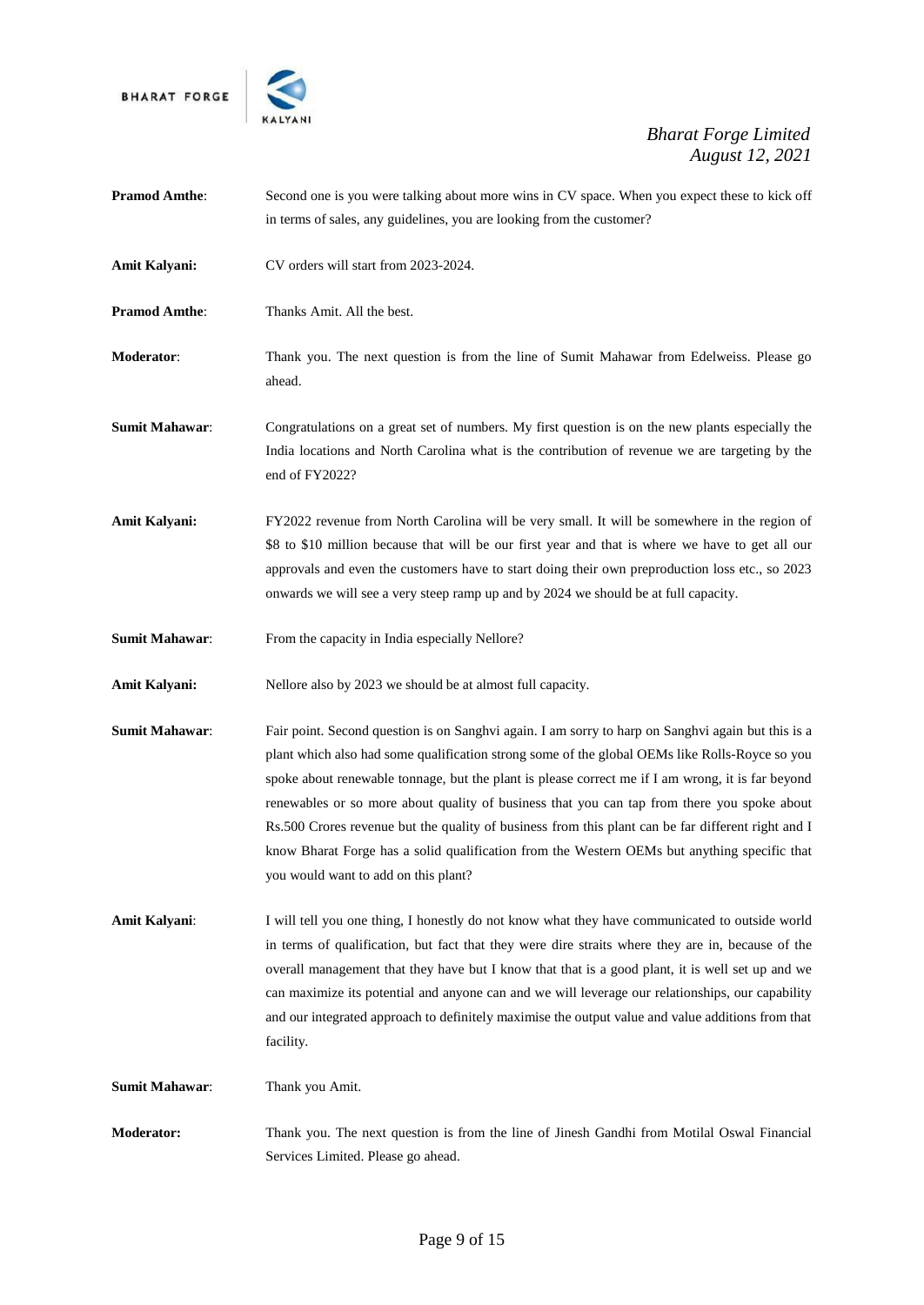**Pramod Amthe**: Second one is you were talking about more wins in CV space. When you expect these to kick off in terms of sales, any guidelines, you are looking from the customer?

**Amit Kalyani:** CV orders will start from 2023-2024.

**Pramod Amthe**: Thanks Amit. All the best.

**Moderator**: Thank you. The next question is from the line of Sumit Mahawar from Edelweiss. Please go ahead.

**Sumit Mahawar**: Congratulations on a great set of numbers. My first question is on the new plants especially the India locations and North Carolina what is the contribution of revenue we are targeting by the end of FY2022?

**Amit Kalyani:** FY2022 revenue from North Carolina will be very small. It will be somewhere in the region of $8 to $10 million because that will be our first year and that is where we have to get all our approvals and even the customers have to start doing their own preproduction loss etc., so 2023 onwards we will see a very steep ramp up and by 2024 we should be at full capacity.

**Sumit Mahawar**: From the capacity in India especially Nellore?

**Amit Kalyani:** Nellore also by 2023 we should be at almost full capacity.

**Sumit Mahawar**: Fair point. Second question is on Sanghvi again. I am sorry to harp on Sanghvi again but this is a plant which also had some qualification strong some of the global OEMs like Rolls-Royce so you spoke about renewable tonnage, but the plant is please correct me if I am wrong, it is far beyond renewables or so more about quality of business that you can tap from there you spoke about Rs.500 Crores revenue but the quality of business from this plant can be far different right and I know Bharat Forge has a solid qualification from the Western OEMs but anything specific that you would want to add on this plant?

**Amit Kalyani**: I will tell you one thing, I honestly do not know what they have communicated to outside world in terms of qualification, but fact that they were dire straits where they are in, because of the overall management that they have but I know that that is a good plant, it is well set up and we can maximize its potential and anyone can and we will leverage our relationships, our capability and our integrated approach to definitely maximise the output value and value additions from that facility.

**Sumit Mahawar**: Thank you Amit.

**Moderator:** Thank you. The next question is from the line of Jinesh Gandhi from Motilal Oswal Financial Services Limited. Please go ahead.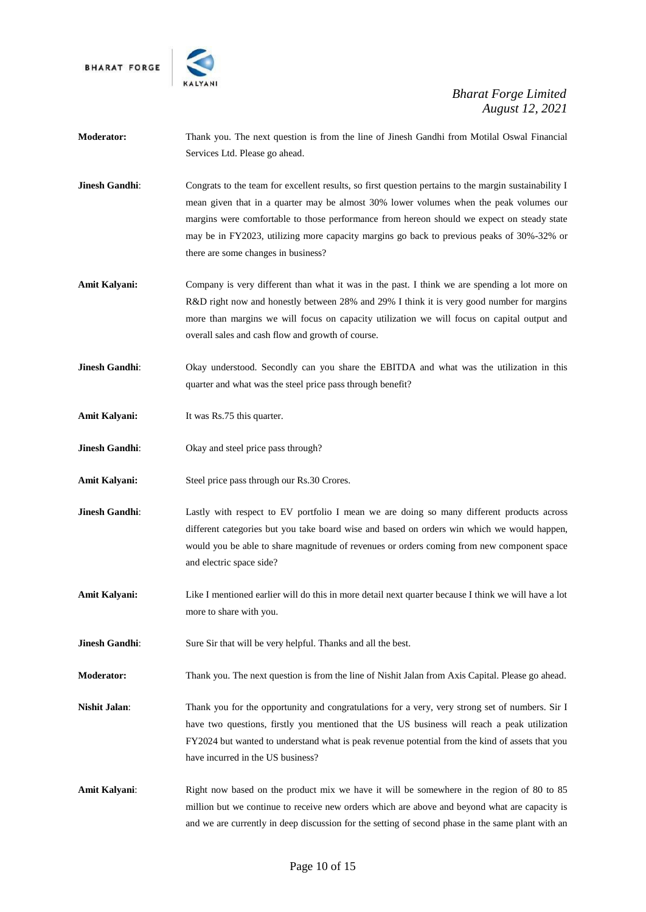**Moderator:** Thank you. The next question is from the line of Jinesh Gandhi from Motilal Oswal Financial Services Ltd. Please go ahead.

**Jinesh Gandhi**: Congrats to the team for excellent results, so first question pertains to the margin sustainability I mean given that in a quarter may be almost 30% lower volumes when the peak volumes our margins were comfortable to those performance from hereon should we expect on steady state may be in FY2023, utilizing more capacity margins go back to previous peaks of 30%-32% or there are some changes in business?

**Amit Kalyani:** Company is very different than what it was in the past. I think we are spending a lot more on R&D right now and honestly between 28% and 29% I think it is very good number for margins more than margins we will focus on capacity utilization we will focus on capital output and overall sales and cash flow and growth of course.

**Jinesh Gandhi**: Okay understood. Secondly can you share the EBITDA and what was the utilization in this quarter and what was the steel price pass through benefit?

**Amit Kalyani:** It was Rs.75 this quarter.

**Jinesh Gandhi**: Okay and steel price pass through?

**Amit Kalyani:** Steel price pass through our Rs.30 Crores.

**Jinesh Gandhi**: Lastly with respect to EV portfolio I mean we are doing so many different products across different categories but you take board wise and based on orders win which we would happen, would you be able to share magnitude of revenues or orders coming from new component space and electric space side?

**Amit Kalyani:** Like I mentioned earlier will do this in more detail next quarter because I think we will have a lot more to share with you.

**Jinesh Gandhi**: Sure Sir that will be very helpful. Thanks and all the best.

**Moderator:** Thank you. The next question is from the line of Nishit Jalan from Axis Capital. Please go ahead.

**Nishit Jalan**: Thank you for the opportunity and congratulations for a very, very strong set of numbers. Sir I have two questions, firstly you mentioned that the US business will reach a peak utilization FY2024 but wanted to understand what is peak revenue potential from the kind of assets that you have incurred in the US business?

**Amit Kalyani**: Right now based on the product mix we have it will be somewhere in the region of 80 to 85 million but we continue to receive new orders which are above and beyond what are capacity is and we are currently in deep discussion for the setting of second phase in the same plant with an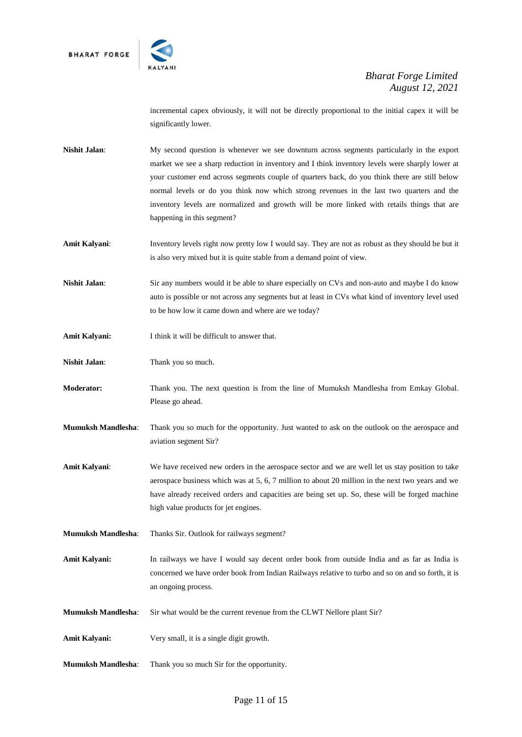incremental capex obviously, it will not be directly proportional to the initial capex it will be significantly lower.

**Nishit Jalan**: My second question is whenever we see downturn across segments particularly in the export market we see a sharp reduction in inventory and I think inventory levels were sharply lower at your customer end across segments couple of quarters back, do you think there are still below normal levels or do you think now which strong revenues in the last two quarters and the inventory levels are normalized and growth will be more linked with retails things that are happening in this segment?

**Amit Kalyani**: Inventory levels right now pretty low I would say. They are not as robust as they should be but it is also very mixed but it is quite stable from a demand point of view.

**Nishit Jalan**: Sir any numbers would it be able to share especially on CVs and non-auto and maybe I do know auto is possible or not across any segments but at least in CVs what kind of inventory level used to be how low it came down and where are we today?

**Amit Kalyani:** I think it will be difficult to answer that.

**Nishit Jalan**: Thank you so much.

**Moderator:** Thank you. The next question is from the line of Mumuksh Mandlesha from Emkay Global. Please go ahead.

**Mumuksh Mandlesha**: Thank you so much for the opportunity. Just wanted to ask on the outlook on the aerospace and aviation segment Sir?

**Amit Kalyani**: We have received new orders in the aerospace sector and we are well let us stay position to take aerospace business which was at 5, 6, 7 million to about 20 million in the next two years and we have already received orders and capacities are being set up. So, these will be forged machine high value products for jet engines.

**Mumuksh Mandlesha**: Thanks Sir. Outlook for railways segment?

**Amit Kalyani:** In railways we have I would say decent order book from outside India and as far as India is concerned we have order book from Indian Railways relative to turbo and so on and so forth, it is an ongoing process.

**Mumuksh Mandlesha**: Sir what would be the current revenue from the CLWT Nellore plant Sir?

**Amit Kalyani:** Very small, it is a single digit growth.

**Mumuksh Mandlesha**: Thank you so much Sir for the opportunity.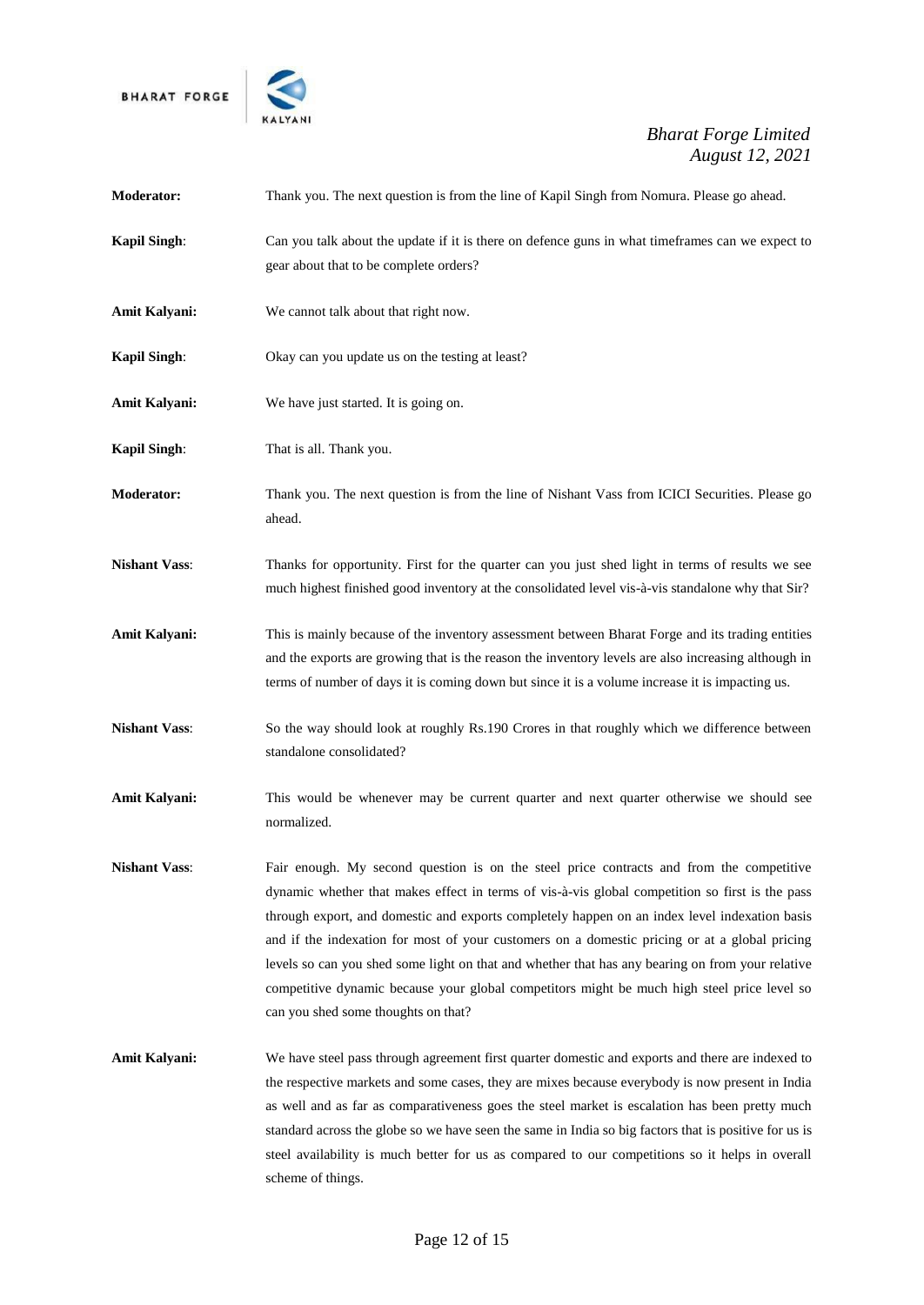**Moderator:** Thank you. The next question is from the line of Kapil Singh from Nomura. Please go ahead.

**Kapil Singh**: Can you talk about the update if it is there on defence guns in what timeframes can we expect to gear about that to be complete orders?

**Amit Kalyani:** We cannot talk about that right now.

**Kapil Singh**: Okay can you update us on the testing at least?

**Amit Kalyani:** We have just started. It is going on.

**Kapil Singh**: That is all. Thank you.

**Moderator:** Thank you. The next question is from the line of Nishant Vass from ICICI Securities. Please go ahead.

**Nishant Vass**: Thanks for opportunity. First for the quarter can you just shed light in terms of results we see much highest finished good inventory at the consolidated level vis-à-vis standalone why that Sir?

**Amit Kalyani:** This is mainly because of the inventory assessment between Bharat Forge and its trading entities and the exports are growing that is the reason the inventory levels are also increasing although in terms of number of days it is coming down but since it is a volume increase it is impacting us.

**Nishant Vass**: So the way should look at roughly Rs.190 Crores in that roughly which we difference between standalone consolidated?

**Amit Kalyani:** This would be whenever may be current quarter and next quarter otherwise we should see normalized.

**Nishant Vass**: Fair enough. My second question is on the steel price contracts and from the competitive dynamic whether that makes effect in terms of vis-à-vis global competition so first is the pass through export, and domestic and exports completely happen on an index level indexation basis and if the indexation for most of your customers on a domestic pricing or at a global pricing levels so can you shed some light on that and whether that has any bearing on from your relative competitive dynamic because your global competitors might be much high steel price level so can you shed some thoughts on that?

**Amit Kalyani:** We have steel pass through agreement first quarter domestic and exports and there are indexed to the respective markets and some cases, they are mixes because everybody is now present in India as well and as far as comparativeness goes the steel market is escalation has been pretty much standard across the globe so we have seen the same in India so big factors that is positive for us is steel availability is much better for us as compared to our competitions so it helps in overall scheme of things.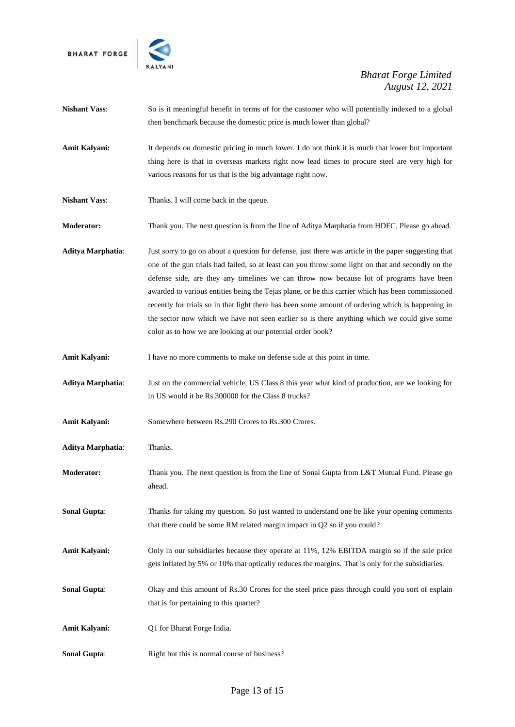**Nishant Vass**: So is it meaningful benefit in terms of for the customer who will potentially indexed to a global then benchmark because the domestic price is much lower than global?

**Amit Kalyani:** It depends on domestic pricing in much lower. I do not think it is much that lower but important thing here is that in overseas markets right now lead times to procure steel are very high for various reasons for us that is the big advantage right now.

**Nishant Vass**: Thanks. I will come back in the queue.

**Moderator:** Thank you. The next question is from the line of Aditya Marphatia from HDFC. Please go ahead.

**Aditya Marphatia**: Just sorry to go on about a question for defense, just there was article in the paper suggesting that one of the gun trials had failed, so at least can you throw some light on that and secondly on the defense side, are they any timelines we can throw now because lot of programs have been awarded to various entities being the Tejas plane, or be this carrier which has been commissioned recently for trials so in that light there has been some amount of ordering which is happening in the sector now which we have not seen earlier so is there anything which we could give some color as to how we are looking at our potential order book?

**Amit Kalyani:** I have no more comments to make on defense side at this point in time.

**Aditya Marphatia**: Just on the commercial vehicle, US Class 8 this year what kind of production, are we looking for in US would it be Rs.300000 for the Class 8 trucks?

**Amit Kalyani:** Somewhere between Rs.290 Crores to Rs.300 Crores.

**Aditya Marphatia**: Thanks.

**Moderator:** Thank you. The next question is from the line of Sonal Gupta from L&T Mutual Fund. Please go ahead.

**Sonal Gupta**: Thanks for taking my question. So just wanted to understand one be like your opening comments that there could be some RM related margin impact in Q2 so if you could?

**Amit Kalyani:** Only in our subsidiaries because they operate at 11%, 12% EBITDA margin so if the sale price gets inflated by 5% or 10% that optically reduces the margins. That is only for the subsidiaries.

**Sonal Gupta**: Okay and this amount of Rs.30 Crores for the steel price pass through could you sort of explain that is for pertaining to this quarter?

**Amit Kalyani:** Q1 for Bharat Forge India.

**Sonal Gupta**: Right but this is normal course of business?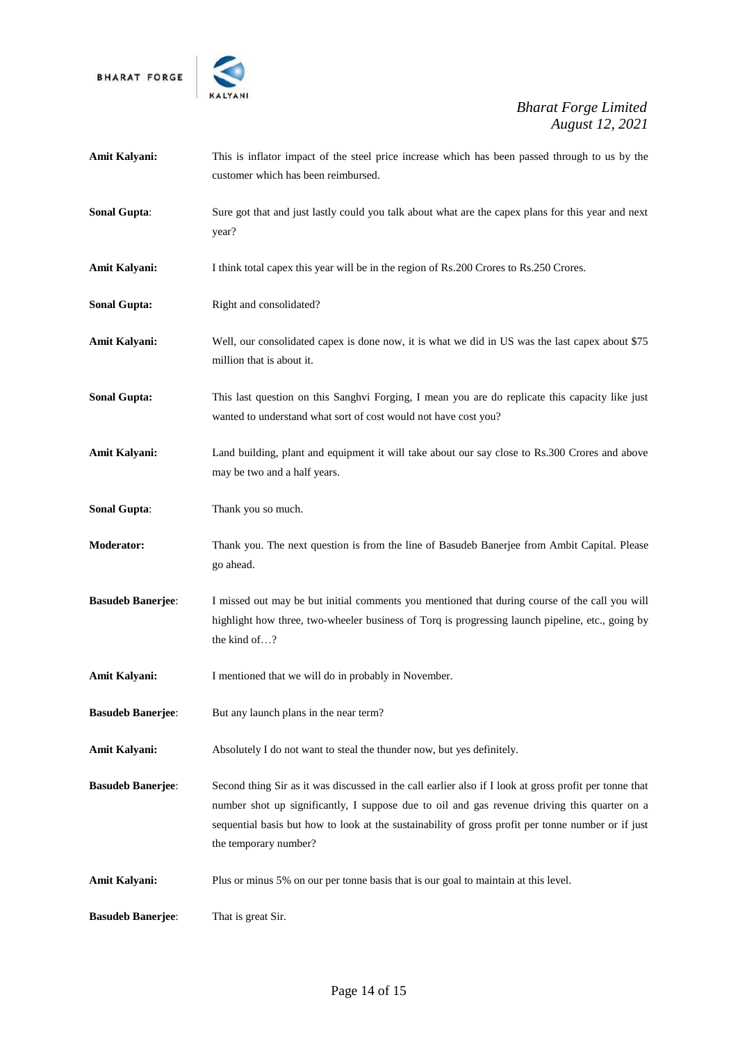**Amit Kalyani:** This is inflator impact of the steel price increase which has been passed through to us by the customer which has been reimbursed.

**Sonal Gupta**: Sure got that and just lastly could you talk about what are the capex plans for this year and next year?

**Amit Kalyani:** I think total capex this year will be in the region of Rs.200 Crores to Rs.250 Crores.

**Sonal Gupta:** Right and consolidated?

**Amit Kalyani:** Well, our consolidated capex is done now, it is what we did in US was the last capex about $75 million that is about it.

**Sonal Gupta:** This last question on this Sanghvi Forging, I mean you are do replicate this capacity like just wanted to understand what sort of cost would not have cost you?

**Amit Kalyani:** Land building, plant and equipment it will take about our say close to Rs.300 Crores and above may be two and a half years.

**Sonal Gupta**: Thank you so much.

**Moderator:** Thank you. The next question is from the line of Basudeb Banerjee from Ambit Capital. Please go ahead.

**Basudeb Banerjee**: I missed out may be but initial comments you mentioned that during course of the call you will highlight how three, two-wheeler business of Torq is progressing launch pipeline, etc., going by the kind of…?

**Amit Kalyani:** I mentioned that we will do in probably in November.

**Basudeb Banerjee**: But any launch plans in the near term?

**Amit Kalyani:** Absolutely I do not want to steal the thunder now, but yes definitely.

**Basudeb Banerjee**: Second thing Sir as it was discussed in the call earlier also if I look at gross profit per tonne that number shot up significantly, I suppose due to oil and gas revenue driving this quarter on a sequential basis but how to look at the sustainability of gross profit per tonne number or if just the temporary number?

**Amit Kalyani:** Plus or minus 5% on our per tonne basis that is our goal to maintain at this level.

**Basudeb Banerjee**: That is great Sir.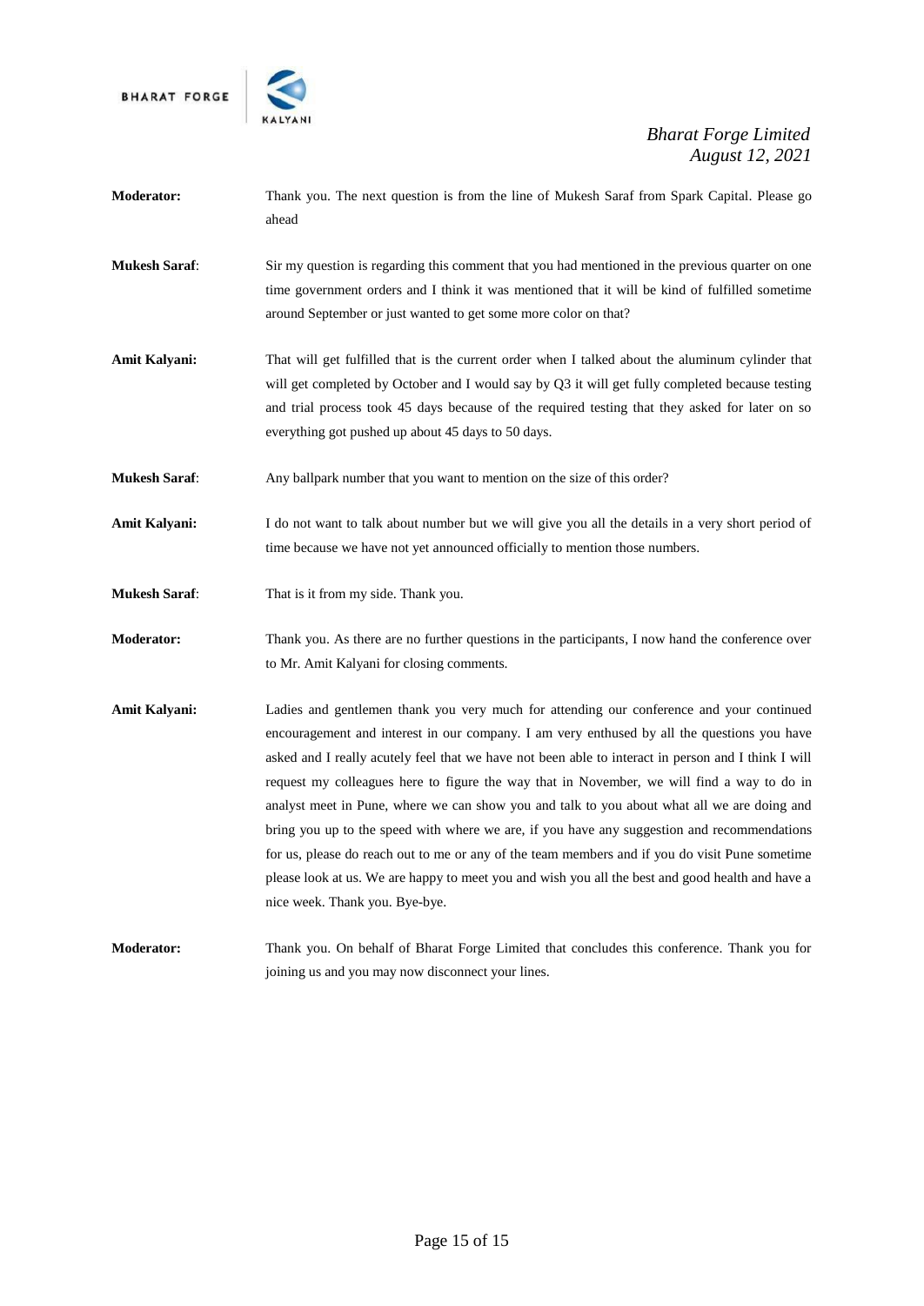**Moderator:** Thank you. The next question is from the line of Mukesh Saraf from Spark Capital. Please go ahead

**Mukesh Saraf**: Sir my question is regarding this comment that you had mentioned in the previous quarter on one time government orders and I think it was mentioned that it will be kind of fulfilled sometime around September or just wanted to get some more color on that?

**Amit Kalyani:** That will get fulfilled that is the current order when I talked about the aluminum cylinder that will get completed by October and I would say by Q3 it will get fully completed because testing and trial process took 45 days because of the required testing that they asked for later on so everything got pushed up about 45 days to 50 days.

**Mukesh Saraf**: Any ballpark number that you want to mention on the size of this order?

**Amit Kalyani:** I do not want to talk about number but we will give you all the details in a very short period of time because we have not yet announced officially to mention those numbers.

**Mukesh Saraf**: That is it from my side. Thank you.

**Moderator:** Thank you. As there are no further questions in the participants, I now hand the conference over to Mr. Amit Kalyani for closing comments.

**Amit Kalyani:** Ladies and gentlemen thank you very much for attending our conference and your continued encouragement and interest in our company. I am very enthused by all the questions you have asked and I really acutely feel that we have not been able to interact in person and I think I will request my colleagues here to figure the way that in November, we will find a way to do in analyst meet in Pune, where we can show you and talk to you about what all we are doing and bring you up to the speed with where we are, if you have any suggestion and recommendations for us, please do reach out to me or any of the team members and if you do visit Pune sometime please look at us. We are happy to meet you and wish you all the best and good health and have a nice week. Thank you. Bye-bye.

**Moderator:** Thank you. On behalf of Bharat Forge Limited that concludes this conference. Thank you for joining us and you may now disconnect your lines.